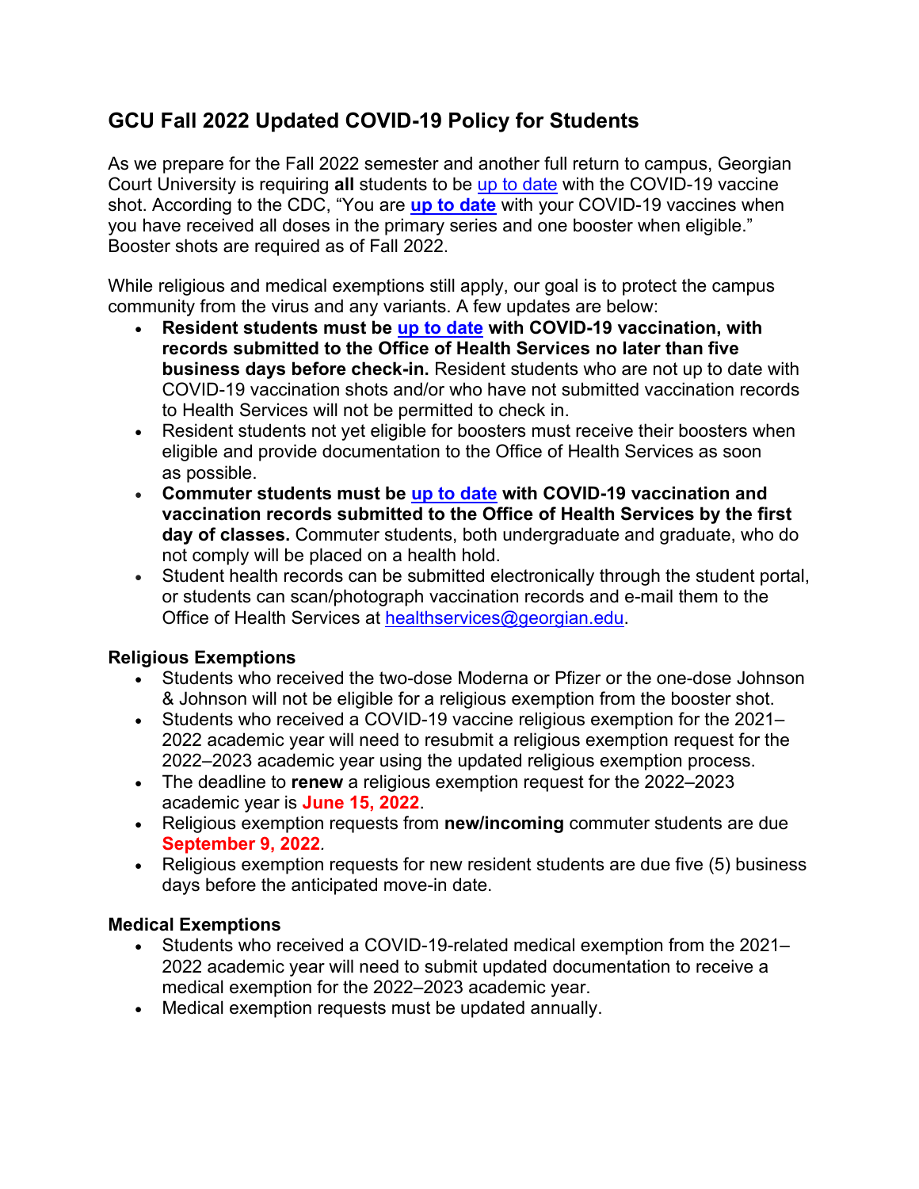# GCU Fall 2022 Updated COVID-19 Policy for Students

As we prepare for the Fall 2022 semester and another full return to campus, Georgian Court University is requiring **all** students to be up to date with the COVID-19 vaccine shot. According to the CDC, "You are **up to date** with your COVID-19 vaccines when you have received all doses in the primary series and one booster when eligible." Booster shots are required as of Fall 2022.

While religious and medical exemptions still apply, our goal is to protect the campus community from the virus and any variants. A few updates are below:

- **Resident students must be up to date with COVID-19 vaccination, with records submitted to the Office of Health Services no later than five business days before check-in.** Resident students who are not up to date with COVID-19 vaccination shots and/or who have not submitted vaccination records to Health Services will not be permitted to check in.
- Resident students not yet eligible for boosters must receive their boosters when eligible and provide documentation to the Office of Health Services as soon as possible.
- **Commuter students must be up to date with COVID-19 vaccination and vaccination records submitted to the Office of Health Services by the first day of classes.** Commuter students, both undergraduate and graduate, who do not comply will be placed on a health hold.
- Student health records can be submitted electronically through the student portal, or students can scan/photograph vaccination records and e-mail them to the Office of Health Services at healthservices@georgian.edu.

### Religious Exemptions

- Students who received the two-dose Moderna or Pfizer or the one-dose Johnson & Johnson will not be eligible for a religious exemption from the booster shot.
- Students who received a COVID-19 vaccine religious exemption for the 2021–2022 academic year will need to resubmit a religious exemption request for the 2022–2023 academic year using the updated religious exemption process.
- The deadline to **renew** a religious exemption request for the 2022–2023 academic year is **June 15, 2022**.
- Religious exemption requests from **new/incoming** commuter students are due **September 9, 2022**.
- Religious exemption requests for new resident students are due five (5) business days before the anticipated move-in date.

### Medical Exemptions

- Students who received a COVID-19-related medical exemption from the 2021–2022 academic year will need to submit updated documentation to receive a medical exemption for the 2022–2023 academic year.
- Medical exemption requests must be updated annually.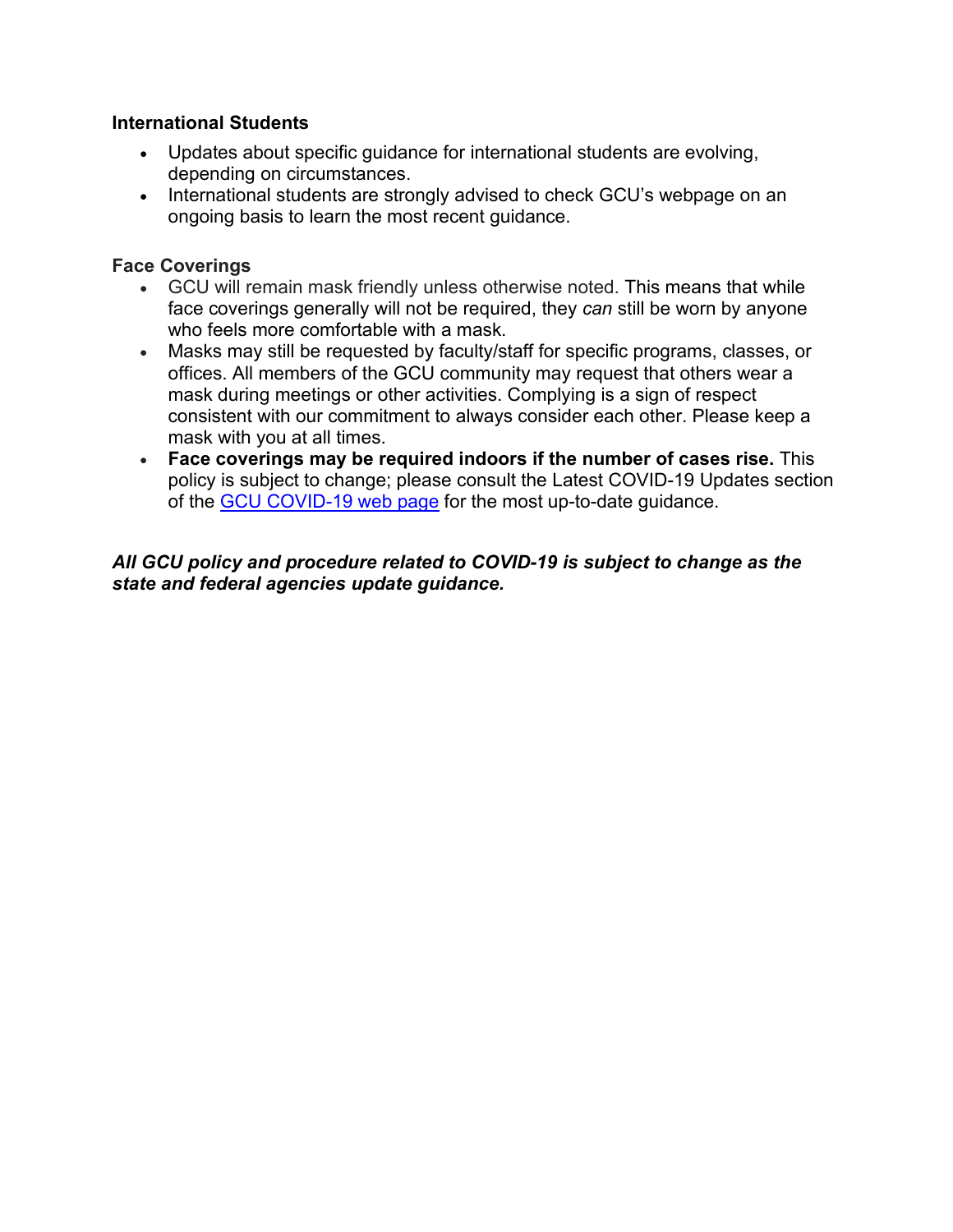**International Students**

- Updates about specific guidance for international students are evolving, depending on circumstances.
- International students are strongly advised to check GCU's webpage on an ongoing basis to learn the most recent guidance.

**Face Coverings**

- GCU will remain mask friendly unless otherwise noted. This means that while face coverings generally will not be required, they *can* still be worn by anyone who feels more comfortable with a mask.
- Masks may still be requested by faculty/staff for specific programs, classes, or offices. All members of the GCU community may request that others wear a mask during meetings or other activities. Complying is a sign of respect consistent with our commitment to always consider each other. Please keep a mask with you at all times.
- **Face coverings may be required indoors if the number of cases rise.** This policy is subject to change; please consult the Latest COVID-19 Updates section of the GCU COVID-19 web page for the most up-to-date guidance.

***All GCU policy and procedure related to COVID-19 is subject to change as the state and federal agencies update guidance.***